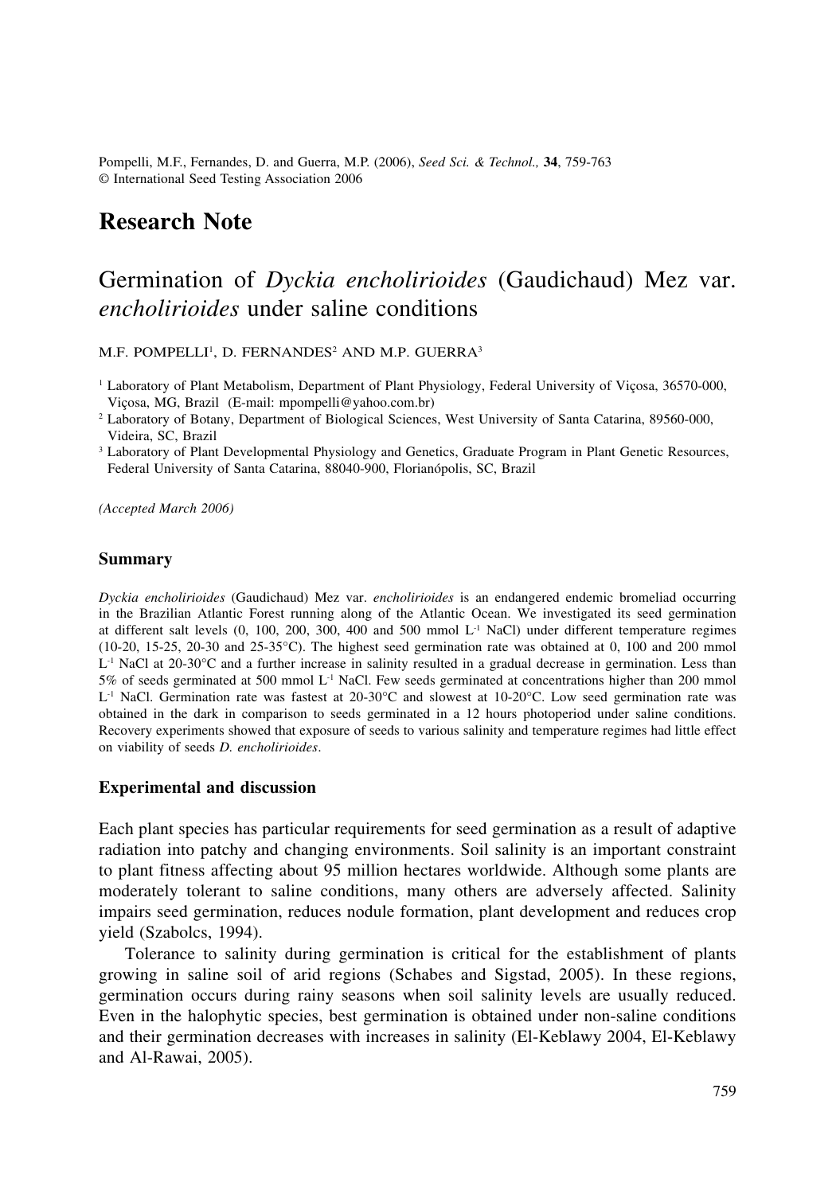Pompelli, M.F., Fernandes, D. and Guerra, M.P. (2006), *Seed Sci. & Technol.,* **34**, 759-763
© International Seed Testing Association 2006

# Research Note

## Germination of *Dyckia encholirioides* (Gaudichaud) Mez var. *encholirioides* under saline conditions

M.F. POMPELLI[1], D. FERNANDES[2] AND M.P. GUERRA[3]

[1] Laboratory of Plant Metabolism, Department of Plant Physiology, Federal University of Viçosa, 36570-000, Viçosa, MG, Brazil (E-mail: mpompelli@yahoo.com.br)

[2] Laboratory of Botany, Department of Biological Sciences, West University of Santa Catarina, 89560-000, Videira, SC, Brazil

[3] Laboratory of Plant Developmental Physiology and Genetics, Graduate Program in Plant Genetic Resources, Federal University of Santa Catarina, 88040-900, Florianópolis, SC, Brazil

*(Accepted March 2006)*

### Summary

*Dyckia encholirioides* (Gaudichaud) Mez var. *encholirioides* is an endangered endemic bromeliad occurring in the Brazilian Atlantic Forest running along of the Atlantic Ocean. We investigated its seed germination at different salt levels (0, 100, 200, 300, 400 and 500 mmol $L^{-1}$ NaCl) under different temperature regimes (10-20, 15-25, 20-30 and 25-35°C). The highest seed germination rate was obtained at 0, 100 and 200 mmol $L^{-1}$ NaCl at 20-30°C and a further increase in salinity resulted in a gradual decrease in germination. Less than 5% of seeds germinated at 500 mmol $L^{-1}$ NaCl. Few seeds germinated at concentrations higher than 200 mmol $L^{-1}$ NaCl. Germination rate was fastest at 20-30°C and slowest at 10-20°C. Low seed germination rate was obtained in the dark in comparison to seeds germinated in a 12 hours photoperiod under saline conditions. Recovery experiments showed that exposure of seeds to various salinity and temperature regimes had little effect on viability of seeds *D. encholirioides*.

### Experimental and discussion

Each plant species has particular requirements for seed germination as a result of adaptive radiation into patchy and changing environments. Soil salinity is an important constraint to plant fitness affecting about 95 million hectares worldwide. Although some plants are moderately tolerant to saline conditions, many others are adversely affected. Salinity impairs seed germination, reduces nodule formation, plant development and reduces crop yield (Szabolcs, 1994).

Tolerance to salinity during germination is critical for the establishment of plants growing in saline soil of arid regions (Schabes and Sigstad, 2005). In these regions, germination occurs during rainy seasons when soil salinity levels are usually reduced. Even in the halophytic species, best germination is obtained under non-saline conditions and their germination decreases with increases in salinity (El-Keblawy 2004, El-Keblawy and Al-Rawai, 2005).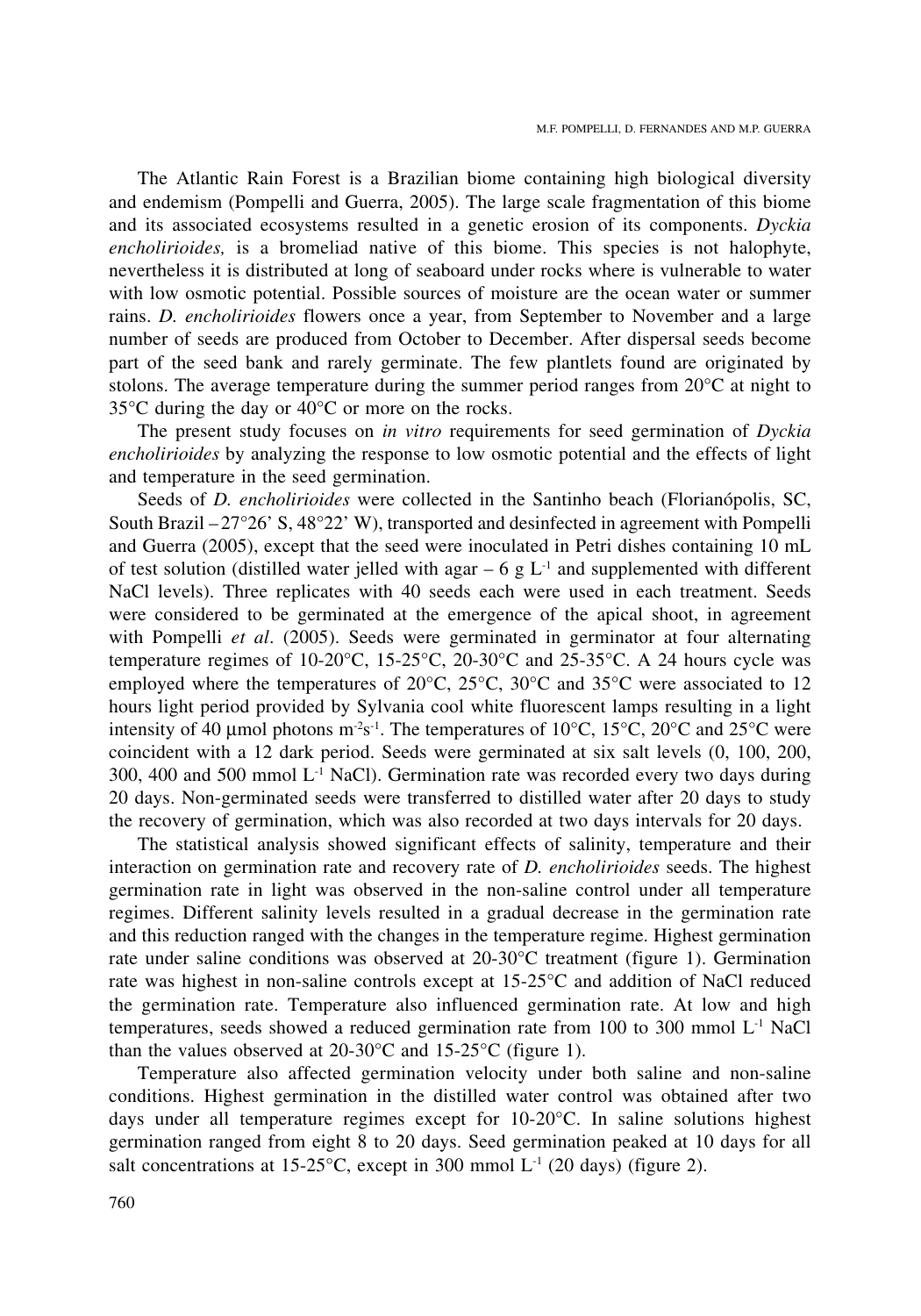The Atlantic Rain Forest is a Brazilian biome containing high biological diversity and endemism (Pompelli and Guerra, 2005). The large scale fragmentation of this biome and its associated ecosystems resulted in a genetic erosion of its components. *Dyckia encholirioides,* is a bromeliad native of this biome. This species is not halophyte, nevertheless it is distributed at long of seaboard under rocks where is vulnerable to water with low osmotic potential. Possible sources of moisture are the ocean water or summer rains. *D. encholirioides* flowers once a year, from September to November and a large number of seeds are produced from October to December. After dispersal seeds become part of the seed bank and rarely germinate. The few plantlets found are originated by stolons. The average temperature during the summer period ranges from 20°C at night to 35°C during the day or 40°C or more on the rocks.

The present study focuses on *in vitro* requirements for seed germination of *Dyckia encholirioides* by analyzing the response to low osmotic potential and the effects of light and temperature in the seed germination.

Seeds of *D. encholirioides* were collected in the Santinho beach (Florianópolis, SC, South Brazil – 27°26' S, 48°22' W), transported and desinfected in agreement with Pompelli and Guerra (2005), except that the seed were inoculated in Petri dishes containing 10 mL of test solution (distilled water jelled with agar – 6 g $L^{-1}$ and supplemented with different NaCl levels). Three replicates with 40 seeds each were used in each treatment. Seeds were considered to be germinated at the emergence of the apical shoot, in agreement with Pompelli *et al*. (2005). Seeds were germinated in germinator at four alternating temperature regimes of 10-20°C, 15-25°C, 20-30°C and 25-35°C. A 24 hours cycle was employed where the temperatures of 20°C, 25°C, 30°C and 35°C were associated to 12 hours light period provided by Sylvania cool white fluorescent lamps resulting in a light intensity of 40 µmol photons $m^{-2}s^{-1}$. The temperatures of 10°C, 15°C, 20°C and 25°C were coincident with a 12 dark period. Seeds were germinated at six salt levels (0, 100, 200, 300, 400 and 500 mmol $L^{-1}$ NaCl). Germination rate was recorded every two days during 20 days. Non-germinated seeds were transferred to distilled water after 20 days to study the recovery of germination, which was also recorded at two days intervals for 20 days.

The statistical analysis showed significant effects of salinity, temperature and their interaction on germination rate and recovery rate of *D. encholirioides* seeds. The highest germination rate in light was observed in the non-saline control under all temperature regimes. Different salinity levels resulted in a gradual decrease in the germination rate and this reduction ranged with the changes in the temperature regime. Highest germination rate under saline conditions was observed at 20-30°C treatment (figure 1). Germination rate was highest in non-saline controls except at 15-25°C and addition of NaCl reduced the germination rate. Temperature also influenced germination rate. At low and high temperatures, seeds showed a reduced germination rate from 100 to 300 mmol $L^{-1}$ NaCl than the values observed at 20-30°C and 15-25°C (figure 1).

Temperature also affected germination velocity under both saline and non-saline conditions. Highest germination in the distilled water control was obtained after two days under all temperature regimes except for 10-20°C. In saline solutions highest germination ranged from eight 8 to 20 days. Seed germination peaked at 10 days for all salt concentrations at 15-25°C, except in 300 mmol $L^{-1}$ (20 days) (figure 2).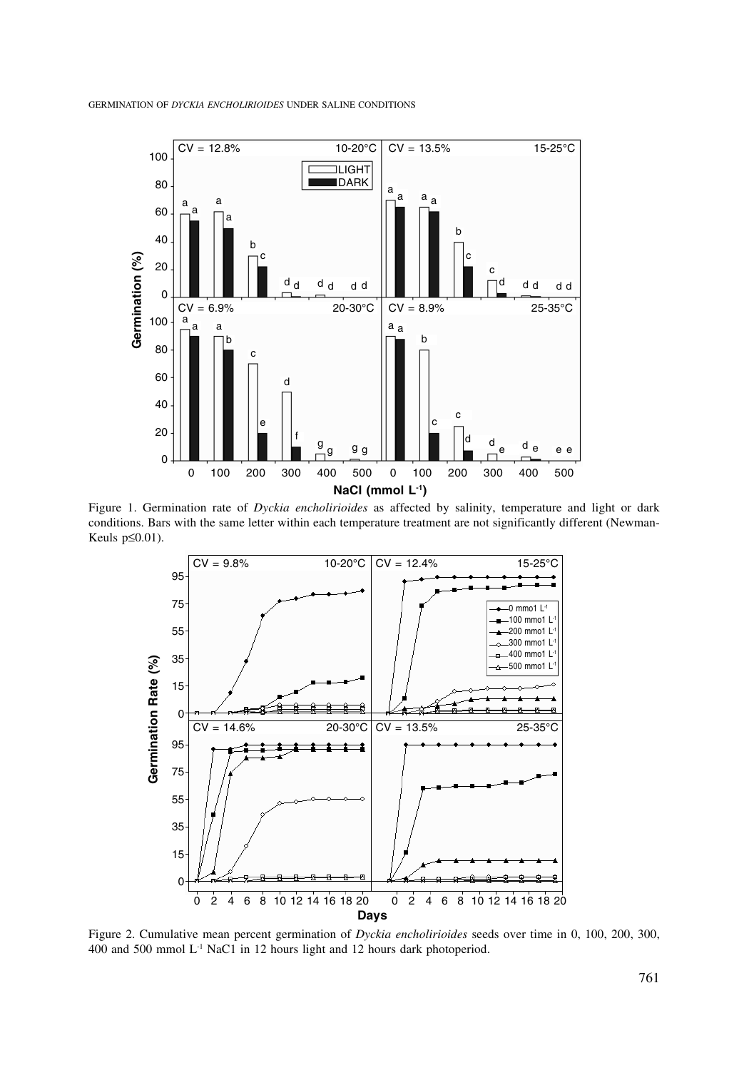Figure 1. Germination rate of *Dyckia encholirioides* as affected by salinity, temperature and light or dark conditions. Bars with the same letter within each temperature treatment are not significantly different (Newman-Keuls p≤0.01).

Figure 2. Cumulative mean percent germination of *Dyckia encholirioides* seeds over time in 0, 100, 200, 300, 400 and 500 mmol $L^{-1}$ NaC1 in 12 hours light and 12 hours dark photoperiod.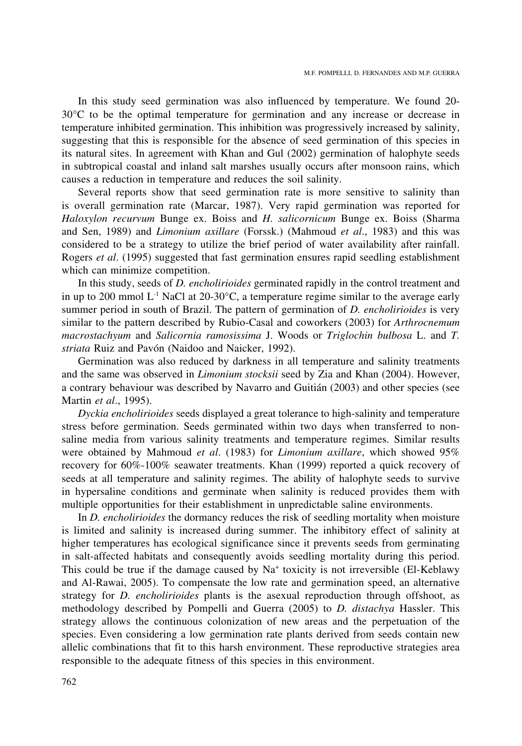In this study seed germination was also influenced by temperature. We found 20-30°C to be the optimal temperature for germination and any increase or decrease in temperature inhibited germination. This inhibition was progressively increased by salinity, suggesting that this is responsible for the absence of seed germination of this species in its natural sites. In agreement with Khan and Gul (2002) germination of halophyte seeds in subtropical coastal and inland salt marshes usually occurs after monsoon rains, which causes a reduction in temperature and reduces the soil salinity.

Several reports show that seed germination rate is more sensitive to salinity than is overall germination rate (Marcar, 1987). Very rapid germination was reported for *Haloxylon recurvum* Bunge ex. Boiss and *H. salicornicum* Bunge ex. Boiss (Sharma and Sen, 1989) and *Limonium axillare* (Forssk.) (Mahmoud *et al*., 1983) and this was considered to be a strategy to utilize the brief period of water availability after rainfall. Rogers *et al*. (1995) suggested that fast germination ensures rapid seedling establishment which can minimize competition.

In this study, seeds of *D. encholirioides* germinated rapidly in the control treatment and in up to 200 mmol $L^{-1}$ NaCl at 20-30°C, a temperature regime similar to the average early summer period in south of Brazil. The pattern of germination of *D. encholirioides* is very similar to the pattern described by Rubio-Casal and coworkers (2003) for *Arthrocnemum macrostachyum* and *Salicornia ramosissima* J. Woods or *Triglochin bulbosa* L. and *T. striata* Ruiz and Pavón (Naidoo and Naicker, 1992).

Germination was also reduced by darkness in all temperature and salinity treatments and the same was observed in *Limonium stocksii* seed by Zia and Khan (2004). However, a contrary behaviour was described by Navarro and Guitián (2003) and other species (see Martin *et al*., 1995).

*Dyckia encholirioides* seeds displayed a great tolerance to high-salinity and temperature stress before germination. Seeds germinated within two days when transferred to non-saline media from various salinity treatments and temperature regimes. Similar results were obtained by Mahmoud *et al*. (1983) for *Limonium axillare*, which showed 95% recovery for 60%-100% seawater treatments. Khan (1999) reported a quick recovery of seeds at all temperature and salinity regimes. The ability of halophyte seeds to survive in hypersaline conditions and germinate when salinity is reduced provides them with multiple opportunities for their establishment in unpredictable saline environments.

In *D. encholirioides* the dormancy reduces the risk of seedling mortality when moisture is limited and salinity is increased during summer. The inhibitory effect of salinity at higher temperatures has ecological significance since it prevents seeds from germinating in salt-affected habitats and consequently avoids seedling mortality during this period. This could be true if the damage caused by $Na^{+}$ toxicity is not irreversible (El-Keblawy and Al-Rawai, 2005). To compensate the low rate and germination speed, an alternative strategy for *D. encholirioides* plants is the asexual reproduction through offshoot, as methodology described by Pompelli and Guerra (2005) to *D. distachya* Hassler. This strategy allows the continuous colonization of new areas and the perpetuation of the species. Even considering a low germination rate plants derived from seeds contain new allelic combinations that fit to this harsh environment. These reproductive strategies area responsible to the adequate fitness of this species in this environment.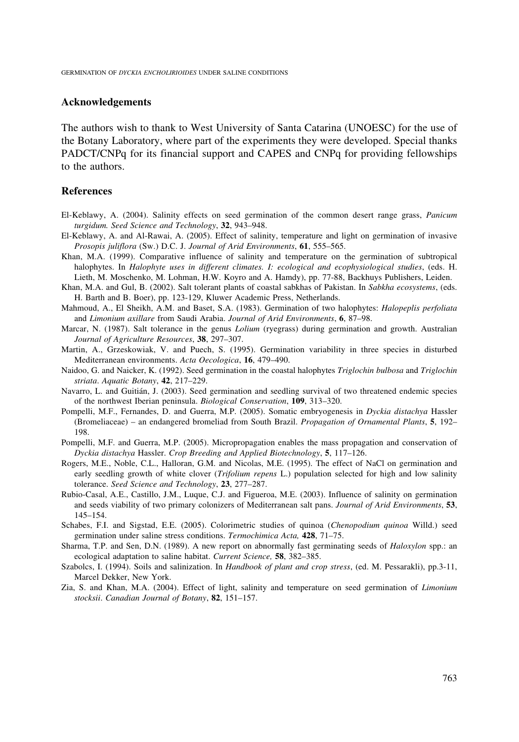## Acknowledgements

The authors wish to thank to West University of Santa Catarina (UNOESC) for the use of the Botany Laboratory, where part of the experiments they were developed. Special thanks PADCT/CNPq for its financial support and CAPES and CNPq for providing fellowships to the authors.

## References

El-Keblawy, A. (2004). Salinity effects on seed germination of the common desert range grass, *Panicum turgidum. Seed Science and Technology*, **32**, 943–948.

El-Keblawy, A. and Al-Rawai, A. (2005). Effect of salinity, temperature and light on germination of invasive *Prosopis juliflora* (Sw.) D.C. J. *Journal of Arid Environments*, **61**, 555–565.

Khan, M.A. (1999). Comparative influence of salinity and temperature on the germination of subtropical halophytes. In *Halophyte uses in different climates. I: ecological and ecophysiological studies*, (eds. H. Lieth, M. Moschenko, M. Lohman, H.W. Koyro and A. Hamdy), pp. 77-88, Backhuys Publishers, Leiden.

Khan, M.A. and Gul, B. (2002). Salt tolerant plants of coastal sabkhas of Pakistan. In *Sabkha ecosystems*, (eds. H. Barth and B. Boer), pp. 123-129, Kluwer Academic Press, Netherlands.

Mahmoud, A., El Sheikh, A.M. and Baset, S.A. (1983). Germination of two halophytes: *Halopeplis perfoliata* and *Limonium axillare* from Saudi Arabia. *Journal of Arid Environments*, **6**, 87–98.

Marcar, N. (1987). Salt tolerance in the genus *Lolium* (ryegrass) during germination and growth. Australian *Journal of Agriculture Resources*, **38**, 297–307.

Martin, A., Grzeskowiak, V. and Puech, S. (1995). Germination variability in three species in disturbed Mediterranean environments. *Acta Oecologica*, **16**, 479–490.

Naidoo, G. and Naicker, K. (1992). Seed germination in the coastal halophytes *Triglochin bulbosa* and *Triglochin striata*. *Aquatic Botany*, **42**, 217–229.

Navarro, L. and Guitián, J. (2003). Seed germination and seedling survival of two threatened endemic species of the northwest Iberian peninsula. *Biological Conservation*, **109**, 313–320.

Pompelli, M.F., Fernandes, D. and Guerra, M.P. (2005). Somatic embryogenesis in *Dyckia distachya* Hassler (Bromeliaceae) – an endangered bromeliad from South Brazil. *Propagation of Ornamental Plants*, **5**, 192–198.

Pompelli, M.F. and Guerra, M.P. (2005). Micropropagation enables the mass propagation and conservation of *Dyckia distachya* Hassler. *Crop Breeding and Applied Biotechnology*, **5**, 117–126.

Rogers, M.E., Noble, C.L., Halloran, G.M. and Nicolas, M.E. (1995). The effect of NaCl on germination and early seedling growth of white clover (*Trifolium repens* L.) population selected for high and low salinity tolerance. *Seed Science and Technology*, **23**, 277–287.

Rubio-Casal, A.E., Castillo, J.M., Luque, C.J. and Figueroa, M.E. (2003). Influence of salinity on germination and seeds viability of two primary colonizers of Mediterranean salt pans. *Journal of Arid Environments*, **53**, 145–154.

Schabes, F.I. and Sigstad, E.E. (2005). Colorimetric studies of quinoa (*Chenopodium quinoa* Willd.) seed germination under saline stress conditions. *Termochimica Acta,* **428**, 71–75.

Sharma, T.P. and Sen, D.N. (1989). A new report on abnormally fast germinating seeds of *Haloxylon* spp.: an ecological adaptation to saline habitat. *Current Science,* **58**, 382–385.

Szabolcs, I. (1994). Soils and salinization. In *Handbook of plant and crop stress*, (ed. M. Pessarakli), pp.3-11, Marcel Dekker, New York.

Zia, S. and Khan, M.A. (2004). Effect of light, salinity and temperature on seed germination of *Limonium stocksii*. *Canadian Journal of Botany*, **82**, 151–157.